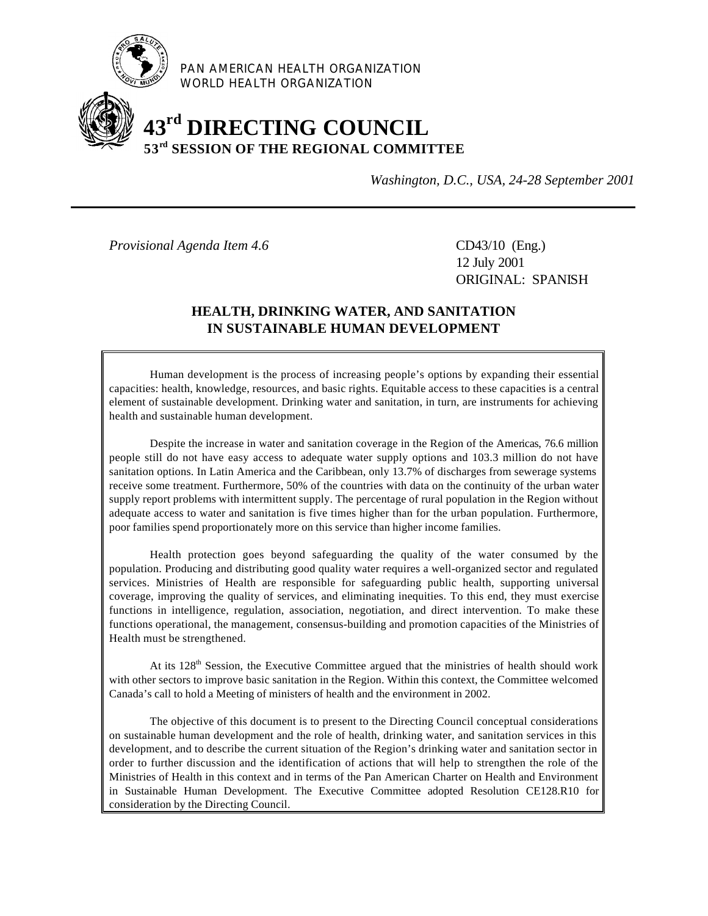PAN AMERICAN HEALTH ORGANIZATION
WORLD HEALTH ORGANIZATION

# 43rd DIRECTING COUNCIL
## 53rd SESSION OF THE REGIONAL COMMITTEE

*Washington, D.C., USA, 24-28 September 2001*

---

*Provisional Agenda Item 4.6*

CD43/10 (Eng.)
12 July 2001
ORIGINAL: SPANISH

## HEALTH, DRINKING WATER, AND SANITATION IN SUSTAINABLE HUMAN DEVELOPMENT

Human development is the process of increasing people's options by expanding their essential capacities: health, knowledge, resources, and basic rights. Equitable access to these capacities is a central element of sustainable development. Drinking water and sanitation, in turn, are instruments for achieving health and sustainable human development.

Despite the increase in water and sanitation coverage in the Region of the Americas, 76.6 million people still do not have easy access to adequate water supply options and 103.3 million do not have sanitation options. In Latin America and the Caribbean, only 13.7% of discharges from sewerage systems receive some treatment. Furthermore, 50% of the countries with data on the continuity of the urban water supply report problems with intermittent supply. The percentage of rural population in the Region without adequate access to water and sanitation is five times higher than for the urban population. Furthermore, poor families spend proportionately more on this service than higher income families.

Health protection goes beyond safeguarding the quality of the water consumed by the population. Producing and distributing good quality water requires a well-organized sector and regulated services. Ministries of Health are responsible for safeguarding public health, supporting universal coverage, improving the quality of services, and eliminating inequities. To this end, they must exercise functions in intelligence, regulation, association, negotiation, and direct intervention. To make these functions operational, the management, consensus-building and promotion capacities of the Ministries of Health must be strengthened.

At its 128th Session, the Executive Committee argued that the ministries of health should work with other sectors to improve basic sanitation in the Region. Within this context, the Committee welcomed Canada's call to hold a Meeting of ministers of health and the environment in 2002.

The objective of this document is to present to the Directing Council conceptual considerations on sustainable human development and the role of health, drinking water, and sanitation services in this development, and to describe the current situation of the Region's drinking water and sanitation sector in order to further discussion and the identification of actions that will help to strengthen the role of the Ministries of Health in this context and in terms of the Pan American Charter on Health and Environment in Sustainable Human Development. The Executive Committee adopted Resolution CE128.R10 for consideration by the Directing Council.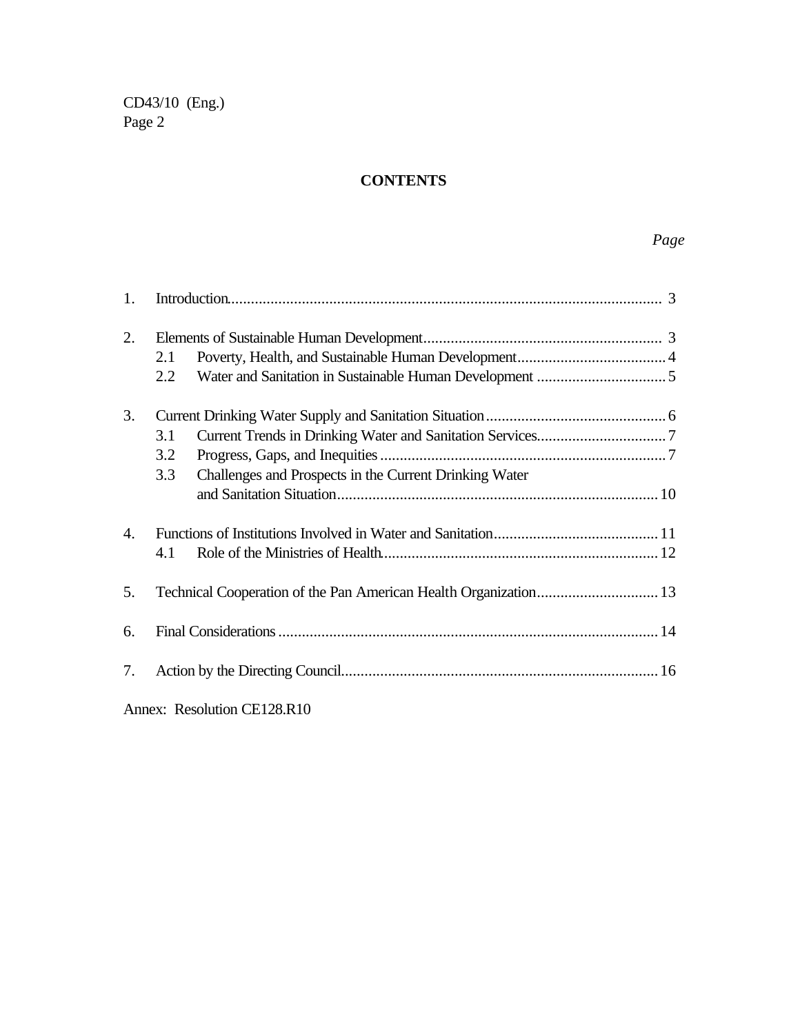# CONTENTS

*Page*

| | | |
|---|---|---|
| 1. | Introduction | 3 |
| 2. | Elements of Sustainable Human Development | 3 |
| | 2.1 Poverty, Health, and Sustainable Human Development | 4 |
| | 2.2 Water and Sanitation in Sustainable Human Development | 5 |
| 3. | Current Drinking Water Supply and Sanitation Situation | 6 |
| | 3.1 Current Trends in Drinking Water and Sanitation Services | 7 |
| | 3.2 Progress, Gaps, and Inequities | 7 |
| | 3.3 Challenges and Prospects in the Current Drinking Water and Sanitation Situation | 10 |
| 4. | Functions of Institutions Involved in Water and Sanitation | 11 |
| | 4.1 Role of the Ministries of Health | 12 |
| 5. | Technical Cooperation of the Pan American Health Organization | 13 |
| 6. | Final Considerations | 14 |
| 7. | Action by the Directing Council | 16 |

Annex: Resolution CE128.R10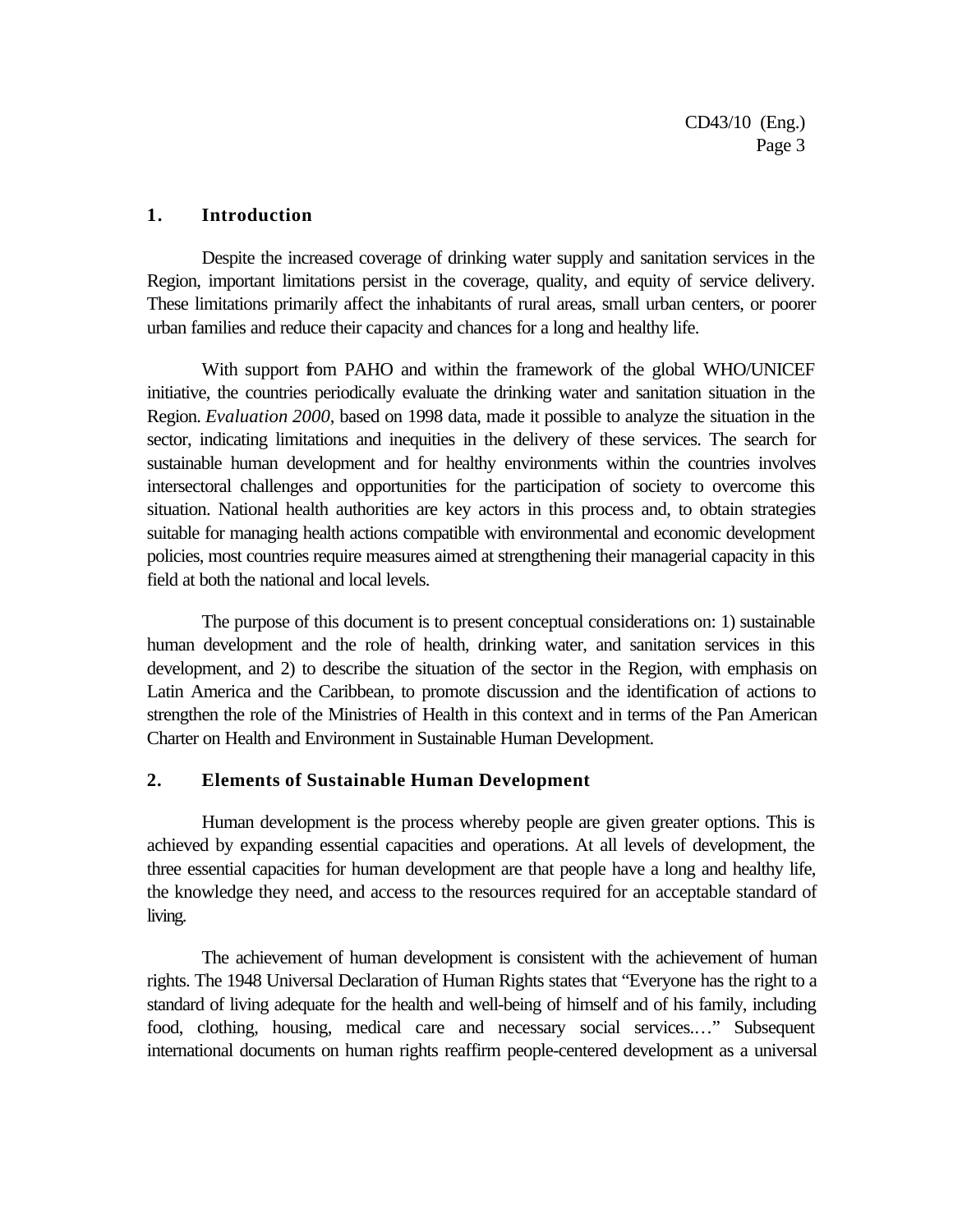## 1. Introduction

Despite the increased coverage of drinking water supply and sanitation services in the Region, important limitations persist in the coverage, quality, and equity of service delivery. These limitations primarily affect the inhabitants of rural areas, small urban centers, or poorer urban families and reduce their capacity and chances for a long and healthy life.

With support from PAHO and within the framework of the global WHO/UNICEF initiative, the countries periodically evaluate the drinking water and sanitation situation in the Region. *Evaluation 2000*, based on 1998 data, made it possible to analyze the situation in the sector, indicating limitations and inequities in the delivery of these services. The search for sustainable human development and for healthy environments within the countries involves intersectoral challenges and opportunities for the participation of society to overcome this situation. National health authorities are key actors in this process and, to obtain strategies suitable for managing health actions compatible with environmental and economic development policies, most countries require measures aimed at strengthening their managerial capacity in this field at both the national and local levels.

The purpose of this document is to present conceptual considerations on: 1) sustainable human development and the role of health, drinking water, and sanitation services in this development, and 2) to describe the situation of the sector in the Region, with emphasis on Latin America and the Caribbean, to promote discussion and the identification of actions to strengthen the role of the Ministries of Health in this context and in terms of the Pan American Charter on Health and Environment in Sustainable Human Development.

## 2. Elements of Sustainable Human Development

Human development is the process whereby people are given greater options. This is achieved by expanding essential capacities and operations. At all levels of development, the three essential capacities for human development are that people have a long and healthy life, the knowledge they need, and access to the resources required for an acceptable standard of living.

The achievement of human development is consistent with the achievement of human rights. The 1948 Universal Declaration of Human Rights states that "Everyone has the right to a standard of living adequate for the health and well-being of himself and of his family, including food, clothing, housing, medical care and necessary social services...." Subsequent international documents on human rights reaffirm people-centered development as a universal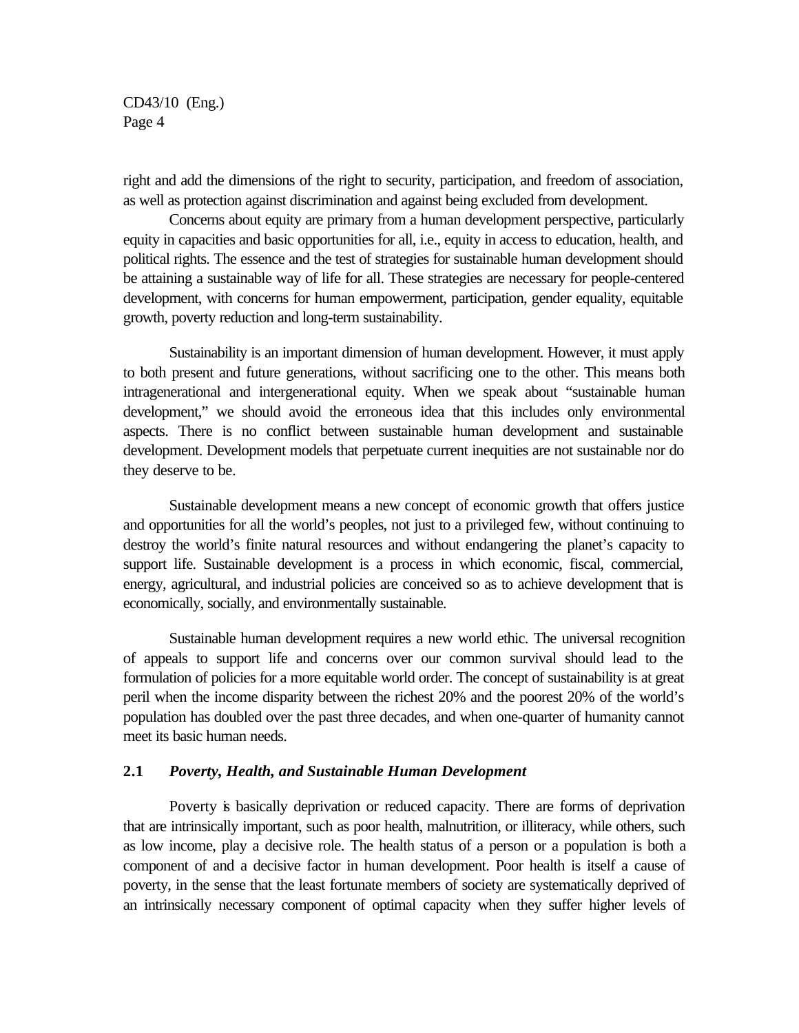right and add the dimensions of the right to security, participation, and freedom of association, as well as protection against discrimination and against being excluded from development.

Concerns about equity are primary from a human development perspective, particularly equity in capacities and basic opportunities for all, i.e., equity in access to education, health, and political rights. The essence and the test of strategies for sustainable human development should be attaining a sustainable way of life for all. These strategies are necessary for people-centered development, with concerns for human empowerment, participation, gender equality, equitable growth, poverty reduction and long-term sustainability.

Sustainability is an important dimension of human development. However, it must apply to both present and future generations, without sacrificing one to the other. This means both intragenerational and intergenerational equity. When we speak about "sustainable human development," we should avoid the erroneous idea that this includes only environmental aspects. There is no conflict between sustainable human development and sustainable development. Development models that perpetuate current inequities are not sustainable nor do they deserve to be.

Sustainable development means a new concept of economic growth that offers justice and opportunities for all the world's peoples, not just to a privileged few, without continuing to destroy the world's finite natural resources and without endangering the planet's capacity to support life. Sustainable development is a process in which economic, fiscal, commercial, energy, agricultural, and industrial policies are conceived so as to achieve development that is economically, socially, and environmentally sustainable.

Sustainable human development requires a new world ethic. The universal recognition of appeals to support life and concerns over our common survival should lead to the formulation of policies for a more equitable world order. The concept of sustainability is at great peril when the income disparity between the richest 20% and the poorest 20% of the world's population has doubled over the past three decades, and when one-quarter of humanity cannot meet its basic human needs.

### 2.1 *Poverty, Health, and Sustainable Human Development*

Poverty is basically deprivation or reduced capacity. There are forms of deprivation that are intrinsically important, such as poor health, malnutrition, or illiteracy, while others, such as low income, play a decisive role. The health status of a person or a population is both a component of and a decisive factor in human development. Poor health is itself a cause of poverty, in the sense that the least fortunate members of society are systematically deprived of an intrinsically necessary component of optimal capacity when they suffer higher levels of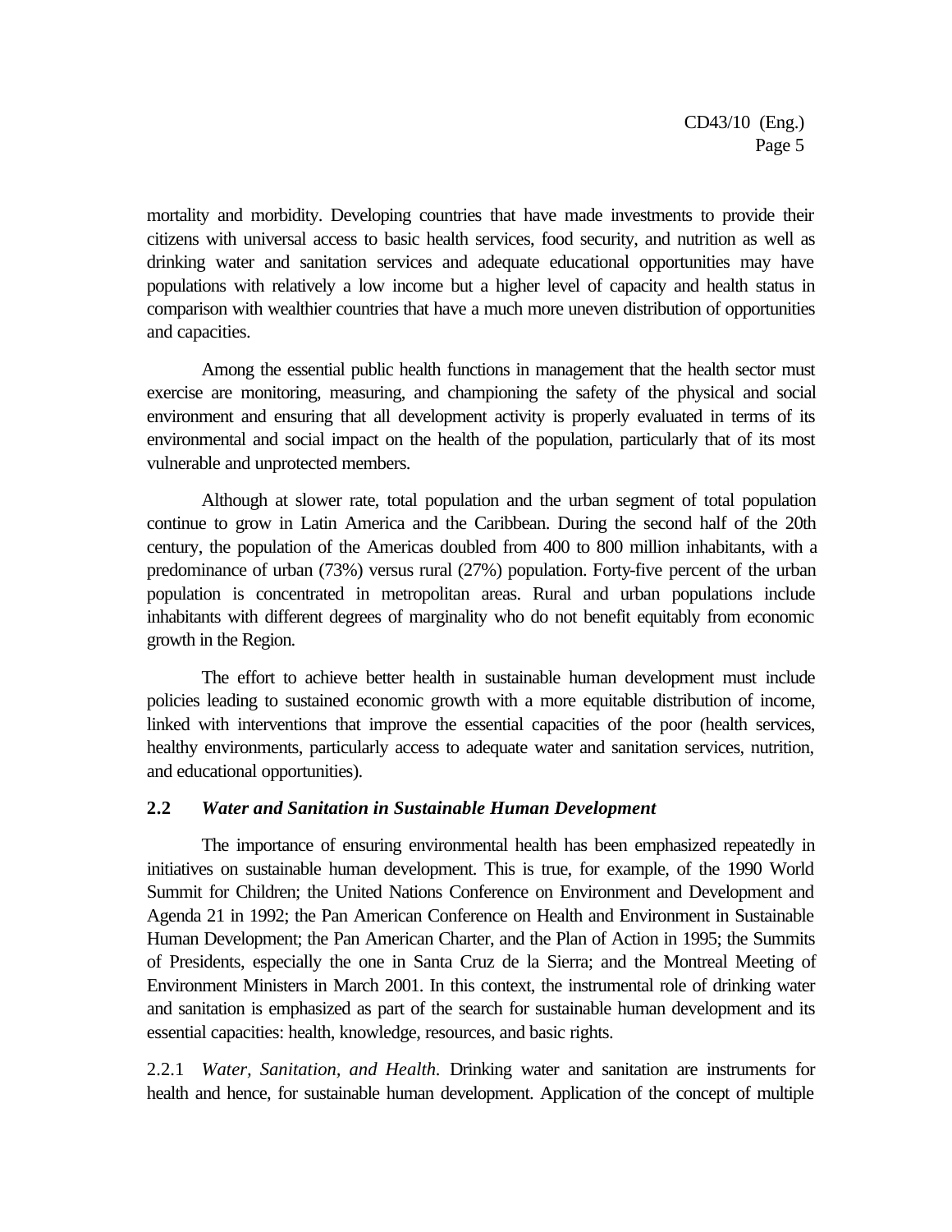mortality and morbidity. Developing countries that have made investments to provide their citizens with universal access to basic health services, food security, and nutrition as well as drinking water and sanitation services and adequate educational opportunities may have populations with relatively a low income but a higher level of capacity and health status in comparison with wealthier countries that have a much more uneven distribution of opportunities and capacities.

Among the essential public health functions in management that the health sector must exercise are monitoring, measuring, and championing the safety of the physical and social environment and ensuring that all development activity is properly evaluated in terms of its environmental and social impact on the health of the population, particularly that of its most vulnerable and unprotected members.

Although at slower rate, total population and the urban segment of total population continue to grow in Latin America and the Caribbean. During the second half of the 20th century, the population of the Americas doubled from 400 to 800 million inhabitants, with a predominance of urban (73%) versus rural (27%) population. Forty-five percent of the urban population is concentrated in metropolitan areas. Rural and urban populations include inhabitants with different degrees of marginality who do not benefit equitably from economic growth in the Region.

The effort to achieve better health in sustainable human development must include policies leading to sustained economic growth with a more equitable distribution of income, linked with interventions that improve the essential capacities of the poor (health services, healthy environments, particularly access to adequate water and sanitation services, nutrition, and educational opportunities).

## 2.2 *Water and Sanitation in Sustainable Human Development*

The importance of ensuring environmental health has been emphasized repeatedly in initiatives on sustainable human development. This is true, for example, of the 1990 World Summit for Children; the United Nations Conference on Environment and Development and Agenda 21 in 1992; the Pan American Conference on Health and Environment in Sustainable Human Development; the Pan American Charter, and the Plan of Action in 1995; the Summits of Presidents, especially the one in Santa Cruz de la Sierra; and the Montreal Meeting of Environment Ministers in March 2001. In this context, the instrumental role of drinking water and sanitation is emphasized as part of the search for sustainable human development and its essential capacities: health, knowledge, resources, and basic rights.

2.2.1 *Water, Sanitation, and Health.* Drinking water and sanitation are instruments for health and hence, for sustainable human development. Application of the concept of multiple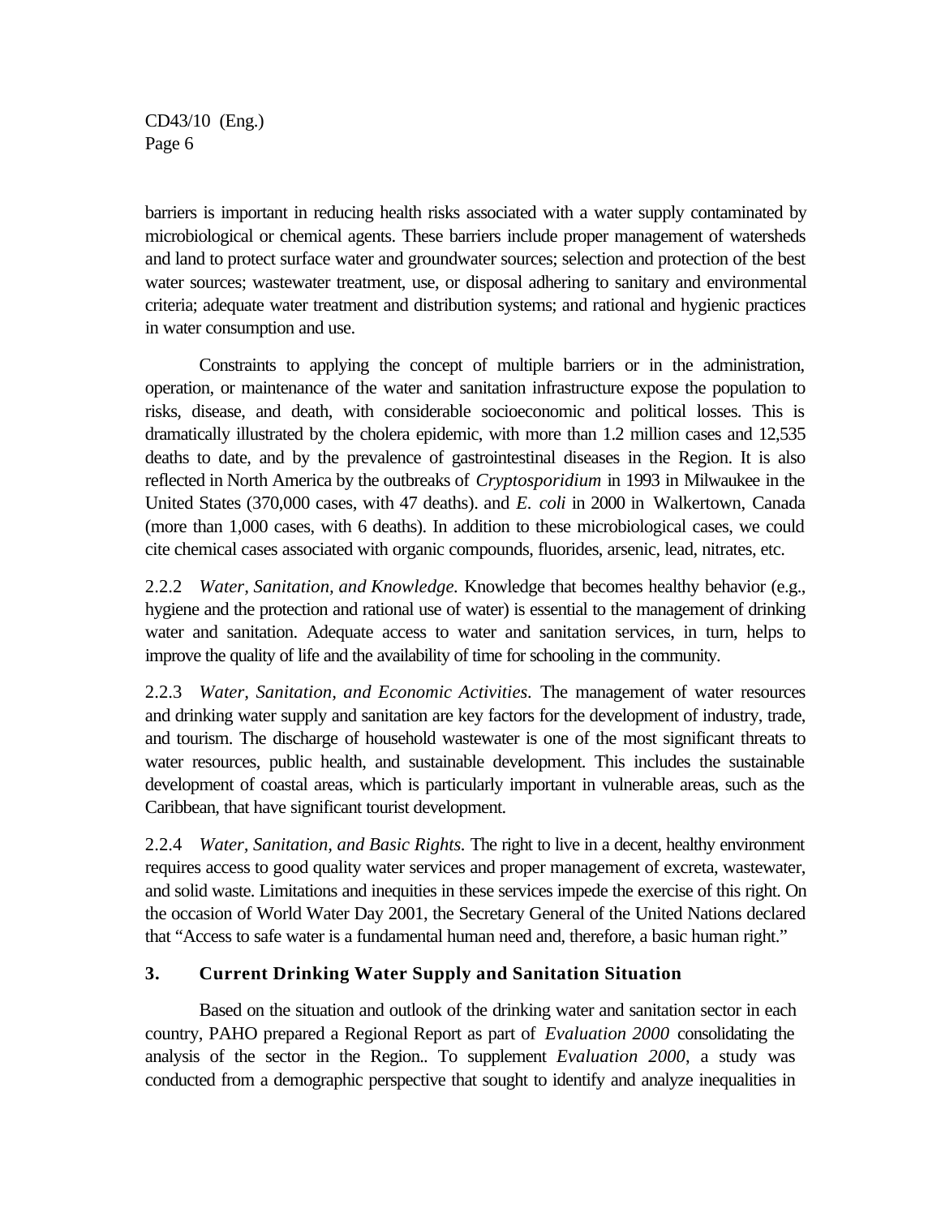barriers is important in reducing health risks associated with a water supply contaminated by microbiological or chemical agents. These barriers include proper management of watersheds and land to protect surface water and groundwater sources; selection and protection of the best water sources; wastewater treatment, use, or disposal adhering to sanitary and environmental criteria; adequate water treatment and distribution systems; and rational and hygienic practices in water consumption and use.

Constraints to applying the concept of multiple barriers or in the administration, operation, or maintenance of the water and sanitation infrastructure expose the population to risks, disease, and death, with considerable socioeconomic and political losses. This is dramatically illustrated by the cholera epidemic, with more than 1.2 million cases and 12,535 deaths to date, and by the prevalence of gastrointestinal diseases in the Region. It is also reflected in North America by the outbreaks of *Cryptosporidium* in 1993 in Milwaukee in the United States (370,000 cases, with 47 deaths). and *E. coli* in 2000 in Walkertown, Canada (more than 1,000 cases, with 6 deaths). In addition to these microbiological cases, we could cite chemical cases associated with organic compounds, fluorides, arsenic, lead, nitrates, etc.

2.2.2 *Water, Sanitation, and Knowledge.* Knowledge that becomes healthy behavior (e.g., hygiene and the protection and rational use of water) is essential to the management of drinking water and sanitation. Adequate access to water and sanitation services, in turn, helps to improve the quality of life and the availability of time for schooling in the community.

2.2.3 *Water, Sanitation, and Economic Activities*. The management of water resources and drinking water supply and sanitation are key factors for the development of industry, trade, and tourism. The discharge of household wastewater is one of the most significant threats to water resources, public health, and sustainable development. This includes the sustainable development of coastal areas, which is particularly important in vulnerable areas, such as the Caribbean, that have significant tourist development.

2.2.4 *Water, Sanitation, and Basic Rights.* The right to live in a decent, healthy environment requires access to good quality water services and proper management of excreta, wastewater, and solid waste. Limitations and inequities in these services impede the exercise of this right. On the occasion of World Water Day 2001, the Secretary General of the United Nations declared that "Access to safe water is a fundamental human need and, therefore, a basic human right."

## 3. Current Drinking Water Supply and Sanitation Situation

Based on the situation and outlook of the drinking water and sanitation sector in each country, PAHO prepared a Regional Report as part of *Evaluation 2000* consolidating the analysis of the sector in the Region.. To supplement *Evaluation 2000*, a study was conducted from a demographic perspective that sought to identify and analyze inequalities in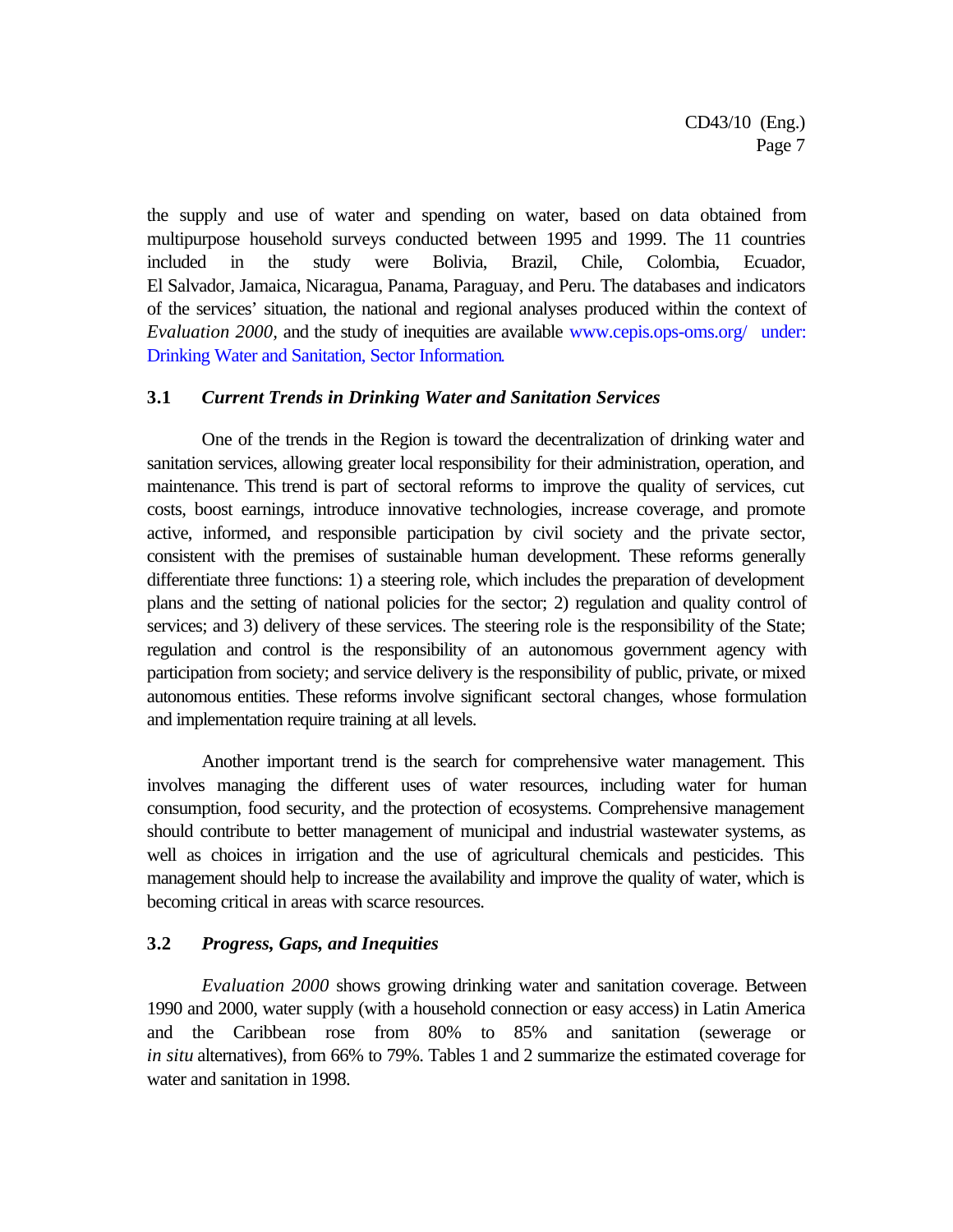the supply and use of water and spending on water, based on data obtained from multipurpose household surveys conducted between 1995 and 1999. The 11 countries included in the study were Bolivia, Brazil, Chile, Colombia, Ecuador, El Salvador, Jamaica, Nicaragua, Panama, Paraguay, and Peru. The databases and indicators of the services' situation, the national and regional analyses produced within the context of *Evaluation 2000*, and the study of inequities are available www.cepis.ops-oms.org/ under: Drinking Water and Sanitation, Sector Information.

### 3.1 *Current Trends in Drinking Water and Sanitation Services*

One of the trends in the Region is toward the decentralization of drinking water and sanitation services, allowing greater local responsibility for their administration, operation, and maintenance. This trend is part of sectoral reforms to improve the quality of services, cut costs, boost earnings, introduce innovative technologies, increase coverage, and promote active, informed, and responsible participation by civil society and the private sector, consistent with the premises of sustainable human development. These reforms generally differentiate three functions: 1) a steering role, which includes the preparation of development plans and the setting of national policies for the sector; 2) regulation and quality control of services; and 3) delivery of these services. The steering role is the responsibility of the State; regulation and control is the responsibility of an autonomous government agency with participation from society; and service delivery is the responsibility of public, private, or mixed autonomous entities. These reforms involve significant sectoral changes, whose formulation and implementation require training at all levels.

Another important trend is the search for comprehensive water management. This involves managing the different uses of water resources, including water for human consumption, food security, and the protection of ecosystems. Comprehensive management should contribute to better management of municipal and industrial wastewater systems, as well as choices in irrigation and the use of agricultural chemicals and pesticides. This management should help to increase the availability and improve the quality of water, which is becoming critical in areas with scarce resources.

### 3.2 *Progress, Gaps, and Inequities*

*Evaluation 2000* shows growing drinking water and sanitation coverage. Between 1990 and 2000, water supply (with a household connection or easy access) in Latin America and the Caribbean rose from 80% to 85% and sanitation (sewerage or *in situ* alternatives), from 66% to 79%. Tables 1 and 2 summarize the estimated coverage for water and sanitation in 1998.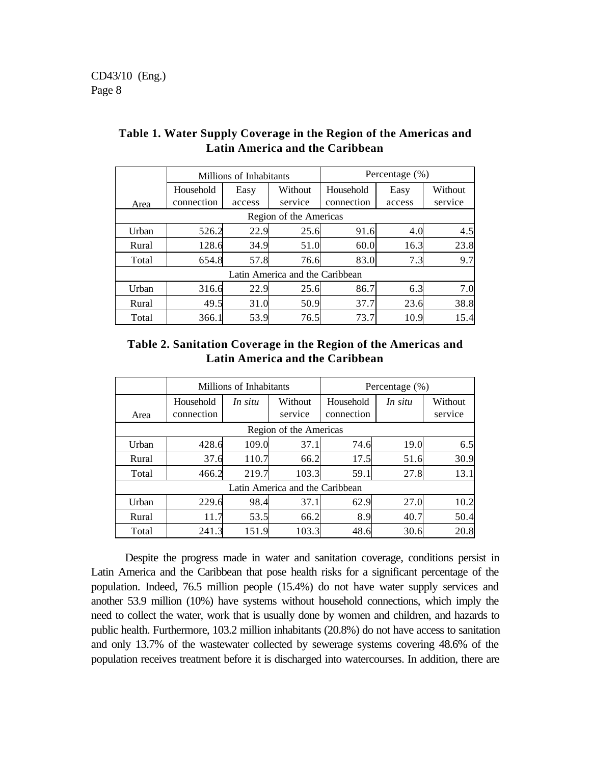**Table 1. Water Supply Coverage in the Region of the Americas and Latin America and the Caribbean**

| Area | Millions of Inhabitants | | | Percentage (%) | | |
|---|---|---|---|---|---|---|
| | Household connection | Easy access | Without service | Household connection | Easy access | Without service |
| **Region of the Americas** | | | | | | |
| Urban | 526.2 | 22.9 | 25.6 | 91.6 | 4.0 | 4.5 |
| Rural | 128.6 | 34.9 | 51.0 | 60.0 | 16.3 | 23.8 |
| Total | 654.8 | 57.8 | 76.6 | 83.0 | 7.3 | 9.7 |
| **Latin America and the Caribbean** | | | | | | |
| Urban | 316.6 | 22.9 | 25.6 | 86.7 | 6.3 | 7.0 |
| Rural | 49.5 | 31.0 | 50.9 | 37.7 | 23.6 | 38.8 |
| Total | 366.1 | 53.9 | 76.5 | 73.7 | 10.9 | 15.4 |

**Table 2. Sanitation Coverage in the Region of the Americas and Latin America and the Caribbean**

| Area | Millions of Inhabitants | | | Percentage (%) | | |
|---|---|---|---|---|---|---|
| | Household connection | *In situ* | Without service | Household connection | *In situ* | Without service |
| **Region of the Americas** | | | | | | |
| Urban | 428.6 | 109.0 | 37.1 | 74.6 | 19.0 | 6.5 |
| Rural | 37.6 | 110.7 | 66.2 | 17.5 | 51.6 | 30.9 |
| Total | 466.2 | 219.7 | 103.3 | 59.1 | 27.8 | 13.1 |
| **Latin America and the Caribbean** | | | | | | |
| Urban | 229.6 | 98.4 | 37.1 | 62.9 | 27.0 | 10.2 |
| Rural | 11.7 | 53.5 | 66.2 | 8.9 | 40.7 | 50.4 |
| Total | 241.3 | 151.9 | 103.3 | 48.6 | 30.6 | 20.8 |

Despite the progress made in water and sanitation coverage, conditions persist in Latin America and the Caribbean that pose health risks for a significant percentage of the population. Indeed, 76.5 million people (15.4%) do not have water supply services and another 53.9 million (10%) have systems without household connections, which imply the need to collect the water, work that is usually done by women and children, and hazards to public health. Furthermore, 103.2 million inhabitants (20.8%) do not have access to sanitation and only 13.7% of the wastewater collected by sewerage systems covering 48.6% of the population receives treatment before it is discharged into watercourses. In addition, there are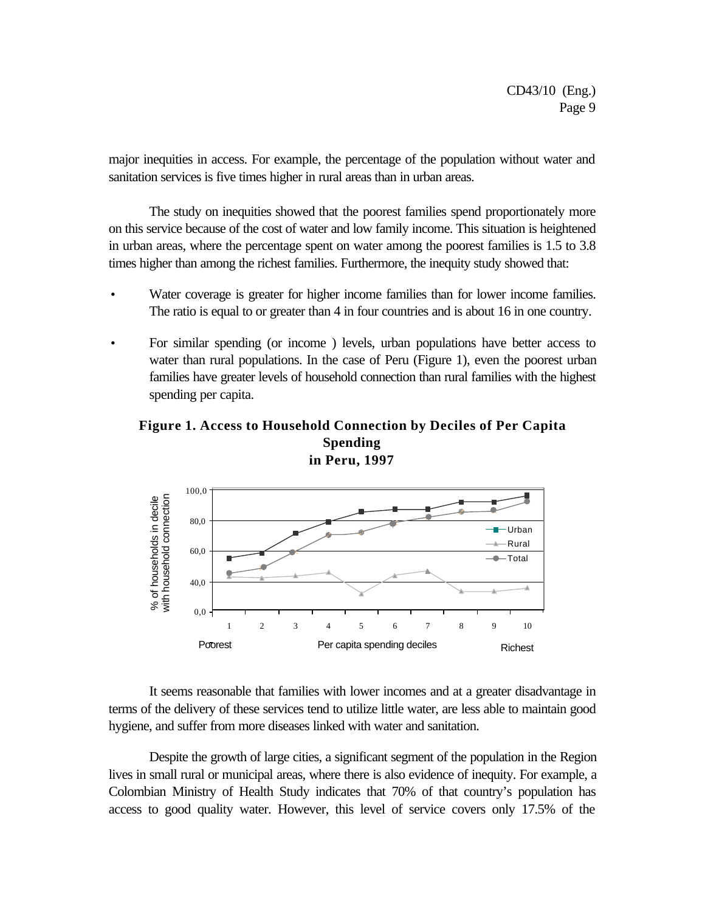major inequities in access. For example, the percentage of the population without water and sanitation services is five times higher in rural areas than in urban areas.

The study on inequities showed that the poorest families spend proportionately more on this service because of the cost of water and low family income. This situation is heightened in urban areas, where the percentage spent on water among the poorest families is 1.5 to 3.8 times higher than among the richest families. Furthermore, the inequity study showed that:

- Water coverage is greater for higher income families than for lower income families. The ratio is equal to or greater than 4 in four countries and is about 16 in one country.
- For similar spending (or income ) levels, urban populations have better access to water than rural populations. In the case of Peru (Figure 1), even the poorest urban families have greater levels of household connection than rural families with the highest spending per capita.

**Figure 1. Access to Household Connection by Deciles of Per Capita Spending in Peru, 1997**

It seems reasonable that families with lower incomes and at a greater disadvantage in terms of the delivery of these services tend to utilize little water, are less able to maintain good hygiene, and suffer from more diseases linked with water and sanitation.

Despite the growth of large cities, a significant segment of the population in the Region lives in small rural or municipal areas, where there is also evidence of inequity. For example, a Colombian Ministry of Health Study indicates that 70% of that country's population has access to good quality water. However, this level of service covers only 17.5% of the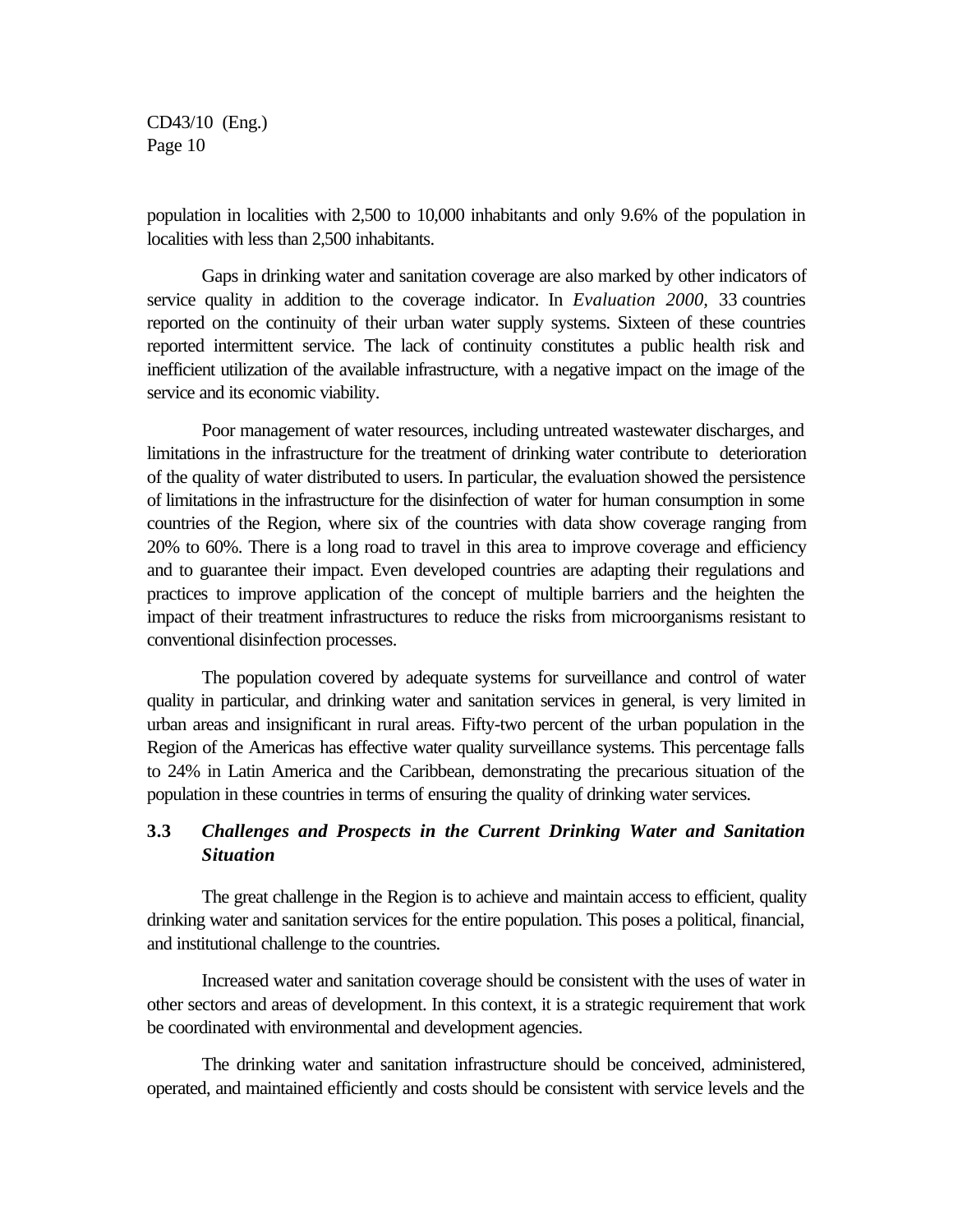population in localities with 2,500 to 10,000 inhabitants and only 9.6% of the population in localities with less than 2,500 inhabitants.

Gaps in drinking water and sanitation coverage are also marked by other indicators of service quality in addition to the coverage indicator. In *Evaluation 2000,* 33 countries reported on the continuity of their urban water supply systems. Sixteen of these countries reported intermittent service. The lack of continuity constitutes a public health risk and inefficient utilization of the available infrastructure, with a negative impact on the image of the service and its economic viability.

Poor management of water resources, including untreated wastewater discharges, and limitations in the infrastructure for the treatment of drinking water contribute to deterioration of the quality of water distributed to users. In particular, the evaluation showed the persistence of limitations in the infrastructure for the disinfection of water for human consumption in some countries of the Region, where six of the countries with data show coverage ranging from 20% to 60%. There is a long road to travel in this area to improve coverage and efficiency and to guarantee their impact. Even developed countries are adapting their regulations and practices to improve application of the concept of multiple barriers and the heighten the impact of their treatment infrastructures to reduce the risks from microorganisms resistant to conventional disinfection processes.

The population covered by adequate systems for surveillance and control of water quality in particular, and drinking water and sanitation services in general, is very limited in urban areas and insignificant in rural areas. Fifty-two percent of the urban population in the Region of the Americas has effective water quality surveillance systems. This percentage falls to 24% in Latin America and the Caribbean, demonstrating the precarious situation of the population in these countries in terms of ensuring the quality of drinking water services.

### 3.3 *Challenges and Prospects in the Current Drinking Water and Sanitation Situation*

The great challenge in the Region is to achieve and maintain access to efficient, quality drinking water and sanitation services for the entire population. This poses a political, financial, and institutional challenge to the countries.

Increased water and sanitation coverage should be consistent with the uses of water in other sectors and areas of development. In this context, it is a strategic requirement that work be coordinated with environmental and development agencies.

The drinking water and sanitation infrastructure should be conceived, administered, operated, and maintained efficiently and costs should be consistent with service levels and the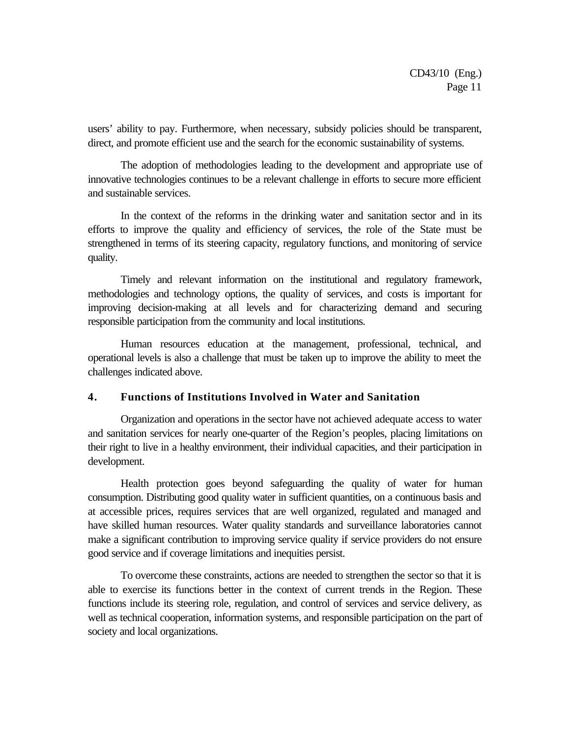users' ability to pay. Furthermore, when necessary, subsidy policies should be transparent, direct, and promote efficient use and the search for the economic sustainability of systems.

The adoption of methodologies leading to the development and appropriate use of innovative technologies continues to be a relevant challenge in efforts to secure more efficient and sustainable services.

In the context of the reforms in the drinking water and sanitation sector and in its efforts to improve the quality and efficiency of services, the role of the State must be strengthened in terms of its steering capacity, regulatory functions, and monitoring of service quality.

Timely and relevant information on the institutional and regulatory framework, methodologies and technology options, the quality of services, and costs is important for improving decision-making at all levels and for characterizing demand and securing responsible participation from the community and local institutions.

Human resources education at the management, professional, technical, and operational levels is also a challenge that must be taken up to improve the ability to meet the challenges indicated above.

## 4. Functions of Institutions Involved in Water and Sanitation

Organization and operations in the sector have not achieved adequate access to water and sanitation services for nearly one-quarter of the Region's peoples, placing limitations on their right to live in a healthy environment, their individual capacities, and their participation in development.

Health protection goes beyond safeguarding the quality of water for human consumption. Distributing good quality water in sufficient quantities, on a continuous basis and at accessible prices, requires services that are well organized, regulated and managed and have skilled human resources. Water quality standards and surveillance laboratories cannot make a significant contribution to improving service quality if service providers do not ensure good service and if coverage limitations and inequities persist.

To overcome these constraints, actions are needed to strengthen the sector so that it is able to exercise its functions better in the context of current trends in the Region. These functions include its steering role, regulation, and control of services and service delivery, as well as technical cooperation, information systems, and responsible participation on the part of society and local organizations.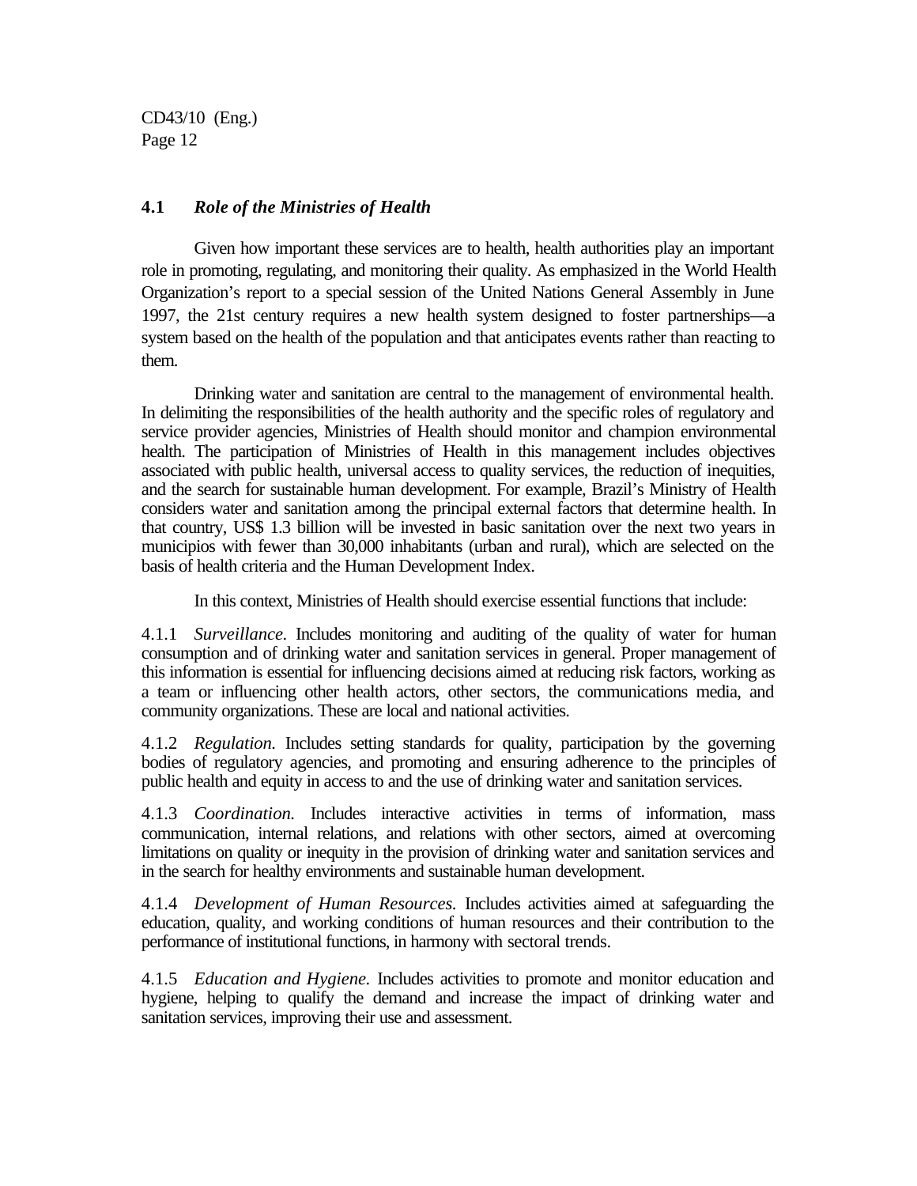### 4.1 *Role of the Ministries of Health*

Given how important these services are to health, health authorities play an important role in promoting, regulating, and monitoring their quality. As emphasized in the World Health Organization's report to a special session of the United Nations General Assembly in June 1997, the 21st century requires a new health system designed to foster partnerships—a system based on the health of the population and that anticipates events rather than reacting to them.

Drinking water and sanitation are central to the management of environmental health. In delimiting the responsibilities of the health authority and the specific roles of regulatory and service provider agencies, Ministries of Health should monitor and champion environmental health. The participation of Ministries of Health in this management includes objectives associated with public health, universal access to quality services, the reduction of inequities, and the search for sustainable human development. For example, Brazil's Ministry of Health considers water and sanitation among the principal external factors that determine health. In that country, US$ 1.3 billion will be invested in basic sanitation over the next two years in municipios with fewer than 30,000 inhabitants (urban and rural), which are selected on the basis of health criteria and the Human Development Index.

In this context, Ministries of Health should exercise essential functions that include:

4.1.1 *Surveillance.* Includes monitoring and auditing of the quality of water for human consumption and of drinking water and sanitation services in general. Proper management of this information is essential for influencing decisions aimed at reducing risk factors, working as a team or influencing other health actors, other sectors, the communications media, and community organizations. These are local and national activities.

4.1.2 *Regulation.* Includes setting standards for quality, participation by the governing bodies of regulatory agencies, and promoting and ensuring adherence to the principles of public health and equity in access to and the use of drinking water and sanitation services.

4.1.3 *Coordination.* Includes interactive activities in terms of information, mass communication, internal relations, and relations with other sectors, aimed at overcoming limitations on quality or inequity in the provision of drinking water and sanitation services and in the search for healthy environments and sustainable human development.

4.1.4 *Development of Human Resources.* Includes activities aimed at safeguarding the education, quality, and working conditions of human resources and their contribution to the performance of institutional functions, in harmony with sectoral trends.

4.1.5 *Education and Hygiene.* Includes activities to promote and monitor education and hygiene, helping to qualify the demand and increase the impact of drinking water and sanitation services, improving their use and assessment.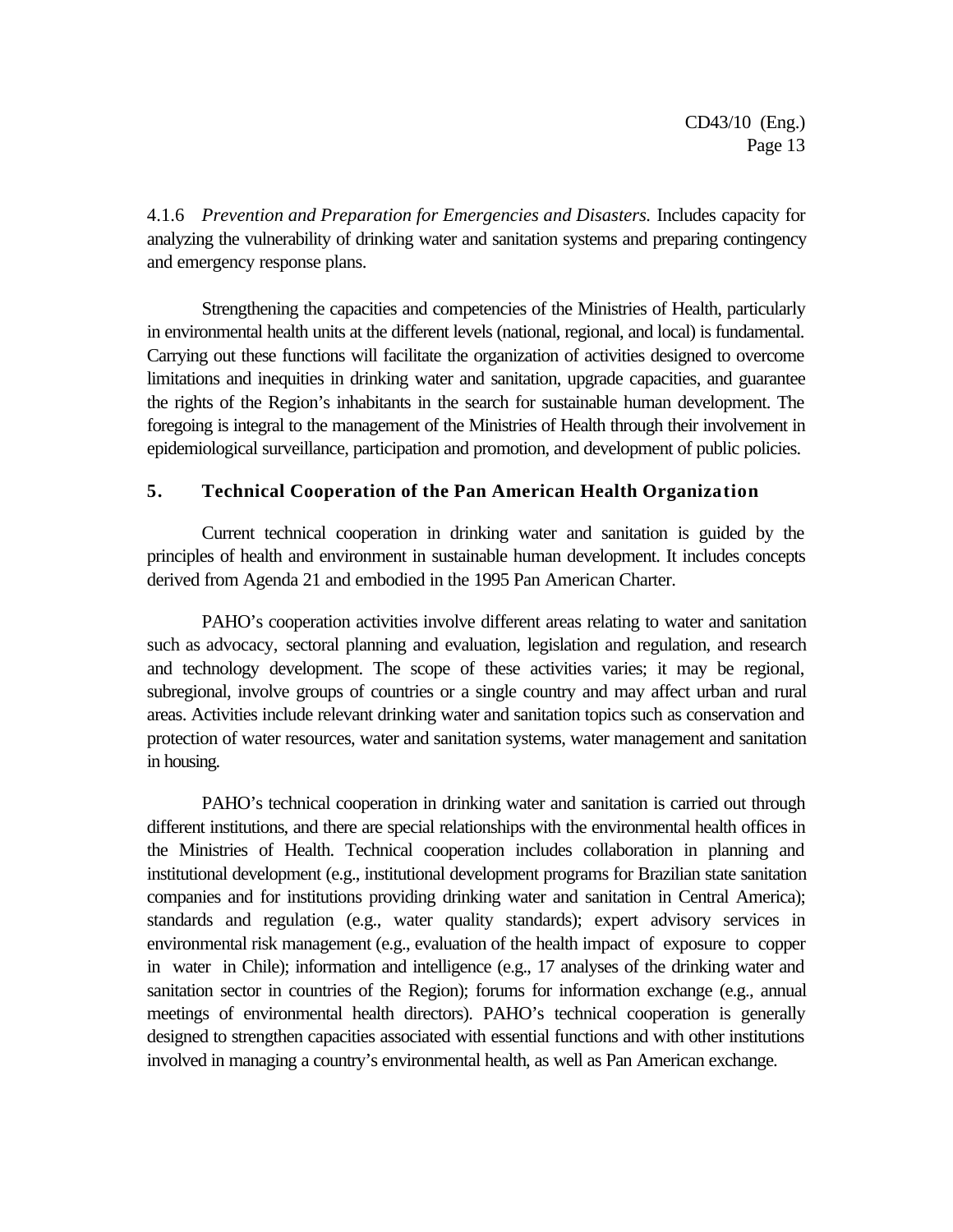4.1.6 *Prevention and Preparation for Emergencies and Disasters.* Includes capacity for analyzing the vulnerability of drinking water and sanitation systems and preparing contingency and emergency response plans.

Strengthening the capacities and competencies of the Ministries of Health, particularly in environmental health units at the different levels (national, regional, and local) is fundamental. Carrying out these functions will facilitate the organization of activities designed to overcome limitations and inequities in drinking water and sanitation, upgrade capacities, and guarantee the rights of the Region's inhabitants in the search for sustainable human development. The foregoing is integral to the management of the Ministries of Health through their involvement in epidemiological surveillance, participation and promotion, and development of public policies.

## 5. Technical Cooperation of the Pan American Health Organization

Current technical cooperation in drinking water and sanitation is guided by the principles of health and environment in sustainable human development. It includes concepts derived from Agenda 21 and embodied in the 1995 Pan American Charter.

PAHO's cooperation activities involve different areas relating to water and sanitation such as advocacy, sectoral planning and evaluation, legislation and regulation, and research and technology development. The scope of these activities varies; it may be regional, subregional, involve groups of countries or a single country and may affect urban and rural areas. Activities include relevant drinking water and sanitation topics such as conservation and protection of water resources, water and sanitation systems, water management and sanitation in housing.

PAHO's technical cooperation in drinking water and sanitation is carried out through different institutions, and there are special relationships with the environmental health offices in the Ministries of Health. Technical cooperation includes collaboration in planning and institutional development (e.g., institutional development programs for Brazilian state sanitation companies and for institutions providing drinking water and sanitation in Central America); standards and regulation (e.g., water quality standards); expert advisory services in environmental risk management (e.g., evaluation of the health impact of exposure to copper in water in Chile); information and intelligence (e.g., 17 analyses of the drinking water and sanitation sector in countries of the Region); forums for information exchange (e.g., annual meetings of environmental health directors). PAHO's technical cooperation is generally designed to strengthen capacities associated with essential functions and with other institutions involved in managing a country's environmental health, as well as Pan American exchange.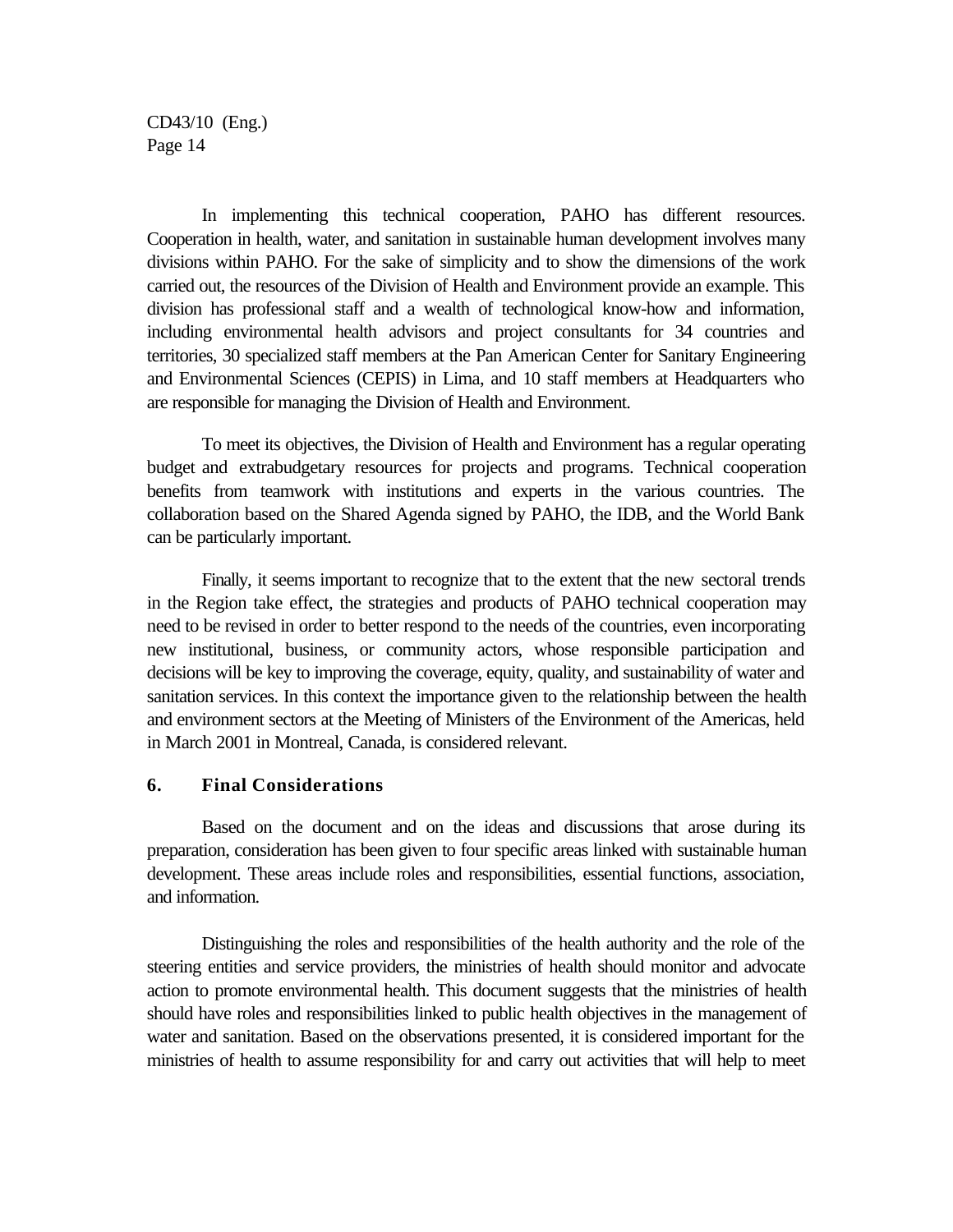In implementing this technical cooperation, PAHO has different resources. Cooperation in health, water, and sanitation in sustainable human development involves many divisions within PAHO. For the sake of simplicity and to show the dimensions of the work carried out, the resources of the Division of Health and Environment provide an example. This division has professional staff and a wealth of technological know-how and information, including environmental health advisors and project consultants for 34 countries and territories, 30 specialized staff members at the Pan American Center for Sanitary Engineering and Environmental Sciences (CEPIS) in Lima, and 10 staff members at Headquarters who are responsible for managing the Division of Health and Environment.

To meet its objectives, the Division of Health and Environment has a regular operating budget and extrabudgetary resources for projects and programs. Technical cooperation benefits from teamwork with institutions and experts in the various countries. The collaboration based on the Shared Agenda signed by PAHO, the IDB, and the World Bank can be particularly important.

Finally, it seems important to recognize that to the extent that the new sectoral trends in the Region take effect, the strategies and products of PAHO technical cooperation may need to be revised in order to better respond to the needs of the countries, even incorporating new institutional, business, or community actors, whose responsible participation and decisions will be key to improving the coverage, equity, quality, and sustainability of water and sanitation services. In this context the importance given to the relationship between the health and environment sectors at the Meeting of Ministers of the Environment of the Americas, held in March 2001 in Montreal, Canada, is considered relevant.

## 6. Final Considerations

Based on the document and on the ideas and discussions that arose during its preparation, consideration has been given to four specific areas linked with sustainable human development. These areas include roles and responsibilities, essential functions, association, and information.

Distinguishing the roles and responsibilities of the health authority and the role of the steering entities and service providers, the ministries of health should monitor and advocate action to promote environmental health. This document suggests that the ministries of health should have roles and responsibilities linked to public health objectives in the management of water and sanitation. Based on the observations presented, it is considered important for the ministries of health to assume responsibility for and carry out activities that will help to meet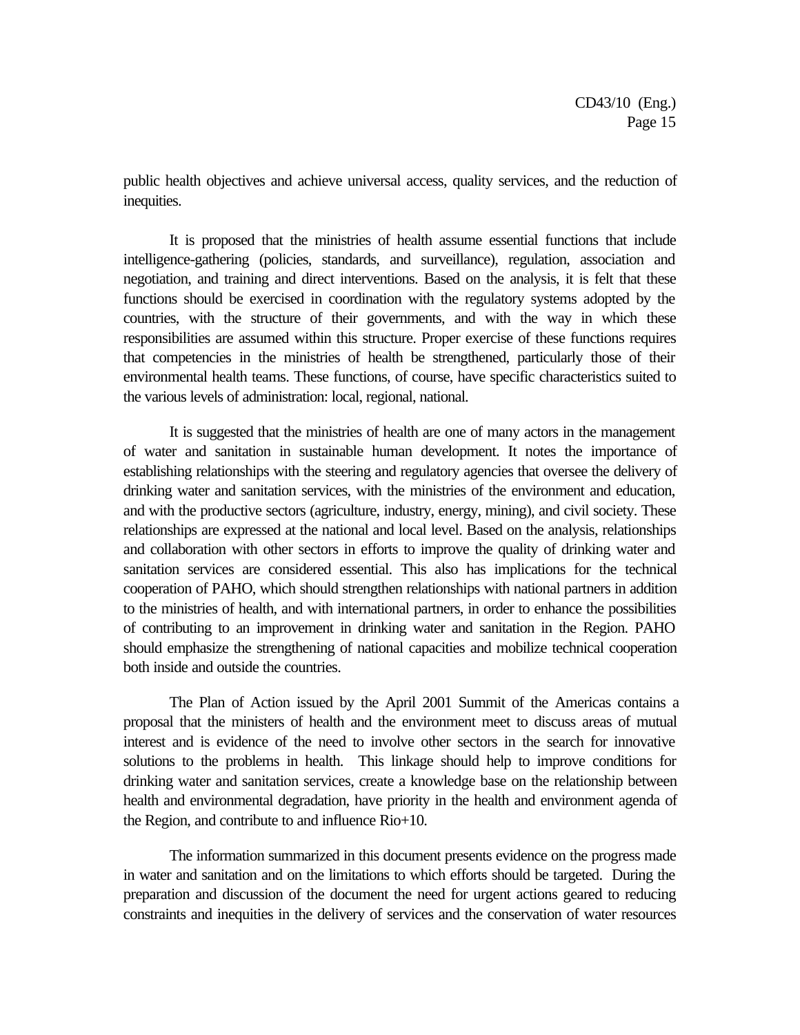public health objectives and achieve universal access, quality services, and the reduction of inequities.

It is proposed that the ministries of health assume essential functions that include intelligence-gathering (policies, standards, and surveillance), regulation, association and negotiation, and training and direct interventions. Based on the analysis, it is felt that these functions should be exercised in coordination with the regulatory systems adopted by the countries, with the structure of their governments, and with the way in which these responsibilities are assumed within this structure. Proper exercise of these functions requires that competencies in the ministries of health be strengthened, particularly those of their environmental health teams. These functions, of course, have specific characteristics suited to the various levels of administration: local, regional, national.

It is suggested that the ministries of health are one of many actors in the management of water and sanitation in sustainable human development. It notes the importance of establishing relationships with the steering and regulatory agencies that oversee the delivery of drinking water and sanitation services, with the ministries of the environment and education, and with the productive sectors (agriculture, industry, energy, mining), and civil society. These relationships are expressed at the national and local level. Based on the analysis, relationships and collaboration with other sectors in efforts to improve the quality of drinking water and sanitation services are considered essential. This also has implications for the technical cooperation of PAHO, which should strengthen relationships with national partners in addition to the ministries of health, and with international partners, in order to enhance the possibilities of contributing to an improvement in drinking water and sanitation in the Region. PAHO should emphasize the strengthening of national capacities and mobilize technical cooperation both inside and outside the countries.

The Plan of Action issued by the April 2001 Summit of the Americas contains a proposal that the ministers of health and the environment meet to discuss areas of mutual interest and is evidence of the need to involve other sectors in the search for innovative solutions to the problems in health. This linkage should help to improve conditions for drinking water and sanitation services, create a knowledge base on the relationship between health and environmental degradation, have priority in the health and environment agenda of the Region, and contribute to and influence Rio+10.

The information summarized in this document presents evidence on the progress made in water and sanitation and on the limitations to which efforts should be targeted. During the preparation and discussion of the document the need for urgent actions geared to reducing constraints and inequities in the delivery of services and the conservation of water resources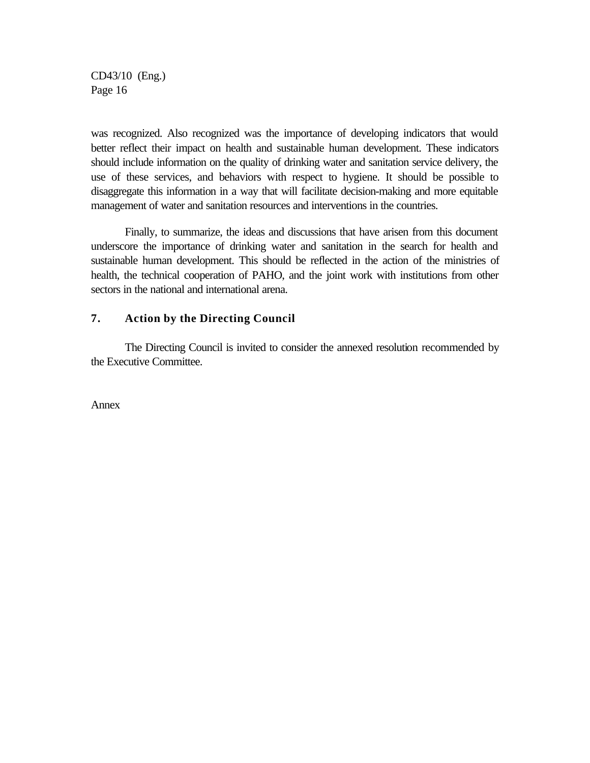was recognized. Also recognized was the importance of developing indicators that would better reflect their impact on health and sustainable human development. These indicators should include information on the quality of drinking water and sanitation service delivery, the use of these services, and behaviors with respect to hygiene. It should be possible to disaggregate this information in a way that will facilitate decision-making and more equitable management of water and sanitation resources and interventions in the countries.

Finally, to summarize, the ideas and discussions that have arisen from this document underscore the importance of drinking water and sanitation in the search for health and sustainable human development. This should be reflected in the action of the ministries of health, the technical cooperation of PAHO, and the joint work with institutions from other sectors in the national and international arena.

## 7. Action by the Directing Council

The Directing Council is invited to consider the annexed resolution recommended by the Executive Committee.

Annex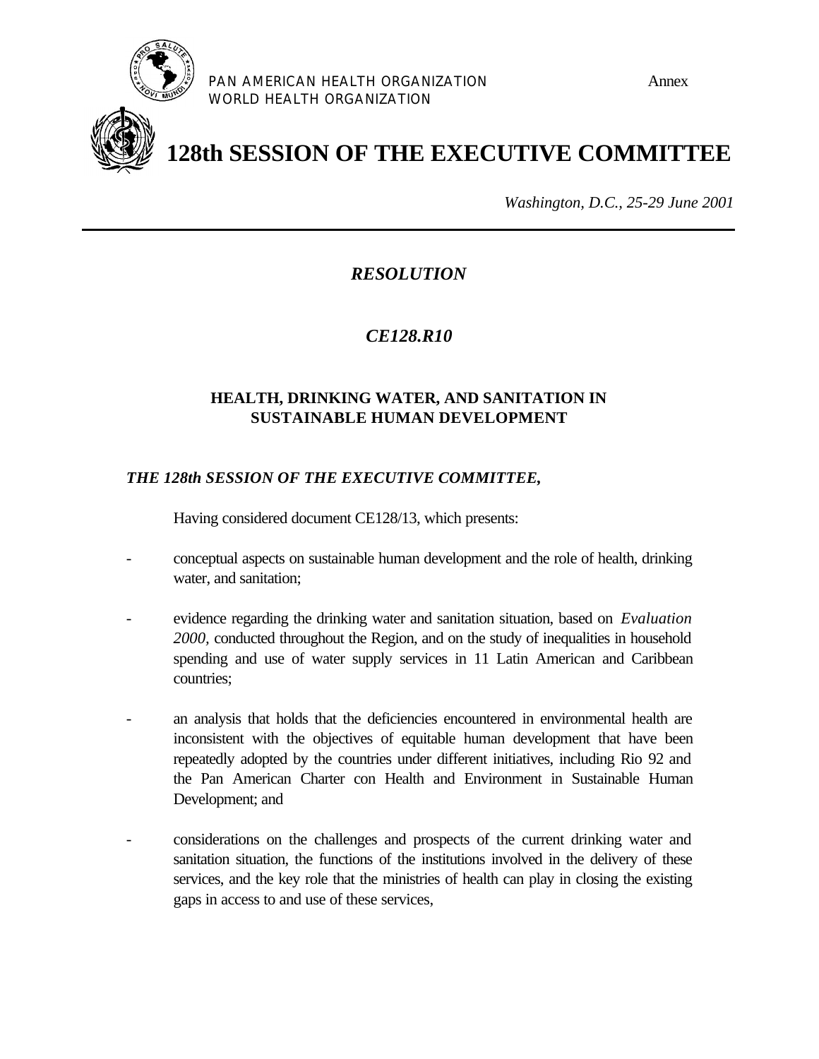PAN AMERICAN HEALTH ORGANIZATION
WORLD HEALTH ORGANIZATION

Annex

# 128th SESSION OF THE EXECUTIVE COMMITTEE

*Washington, D.C., 25-29 June 2001*

---

## *RESOLUTION*

## *CE128.R10*

### HEALTH, DRINKING WATER, AND SANITATION IN SUSTAINABLE HUMAN DEVELOPMENT

***THE 128th SESSION OF THE EXECUTIVE COMMITTEE,***

Having considered document CE128/13, which presents:

- conceptual aspects on sustainable human development and the role of health, drinking water, and sanitation;

- evidence regarding the drinking water and sanitation situation, based on *Evaluation 2000,* conducted throughout the Region, and on the study of inequalities in household spending and use of water supply services in 11 Latin American and Caribbean countries;

- an analysis that holds that the deficiencies encountered in environmental health are inconsistent with the objectives of equitable human development that have been repeatedly adopted by the countries under different initiatives, including Rio 92 and the Pan American Charter con Health and Environment in Sustainable Human Development; and

- considerations on the challenges and prospects of the current drinking water and sanitation situation, the functions of the institutions involved in the delivery of these services, and the key role that the ministries of health can play in closing the existing gaps in access to and use of these services,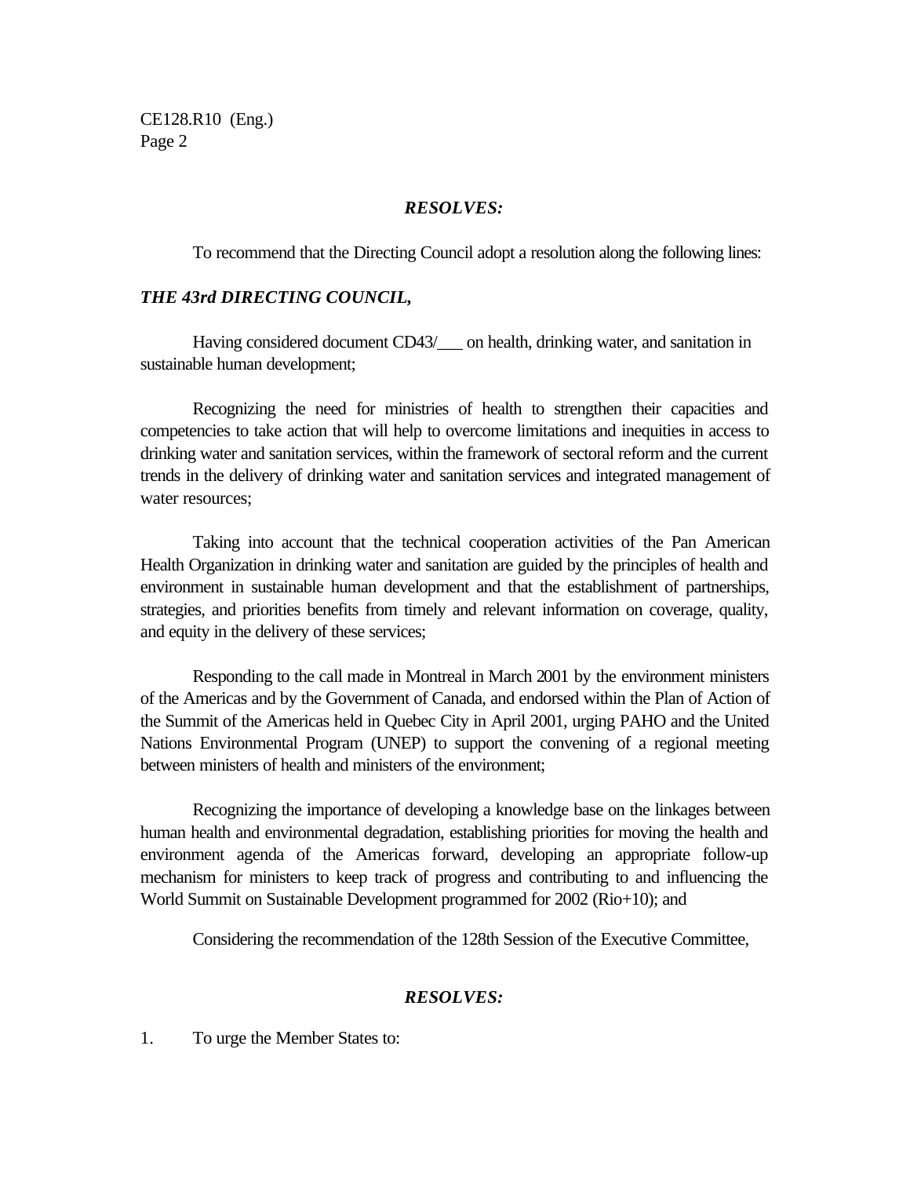***RESOLVES:***

To recommend that the Directing Council adopt a resolution along the following lines:

***THE 43rd DIRECTING COUNCIL,***

Having considered document CD43/___ on health, drinking water, and sanitation in sustainable human development;

Recognizing the need for ministries of health to strengthen their capacities and competencies to take action that will help to overcome limitations and inequities in access to drinking water and sanitation services, within the framework of sectoral reform and the current trends in the delivery of drinking water and sanitation services and integrated management of water resources;

Taking into account that the technical cooperation activities of the Pan American Health Organization in drinking water and sanitation are guided by the principles of health and environment in sustainable human development and that the establishment of partnerships, strategies, and priorities benefits from timely and relevant information on coverage, quality, and equity in the delivery of these services;

Responding to the call made in Montreal in March 2001 by the environment ministers of the Americas and by the Government of Canada, and endorsed within the Plan of Action of the Summit of the Americas held in Quebec City in April 2001, urging PAHO and the United Nations Environmental Program (UNEP) to support the convening of a regional meeting between ministers of health and ministers of the environment;

Recognizing the importance of developing a knowledge base on the linkages between human health and environmental degradation, establishing priorities for moving the health and environment agenda of the Americas forward, developing an appropriate follow-up mechanism for ministers to keep track of progress and contributing to and influencing the World Summit on Sustainable Development programmed for 2002 (Rio+10); and

Considering the recommendation of the 128th Session of the Executive Committee,

***RESOLVES:***

1. To urge the Member States to: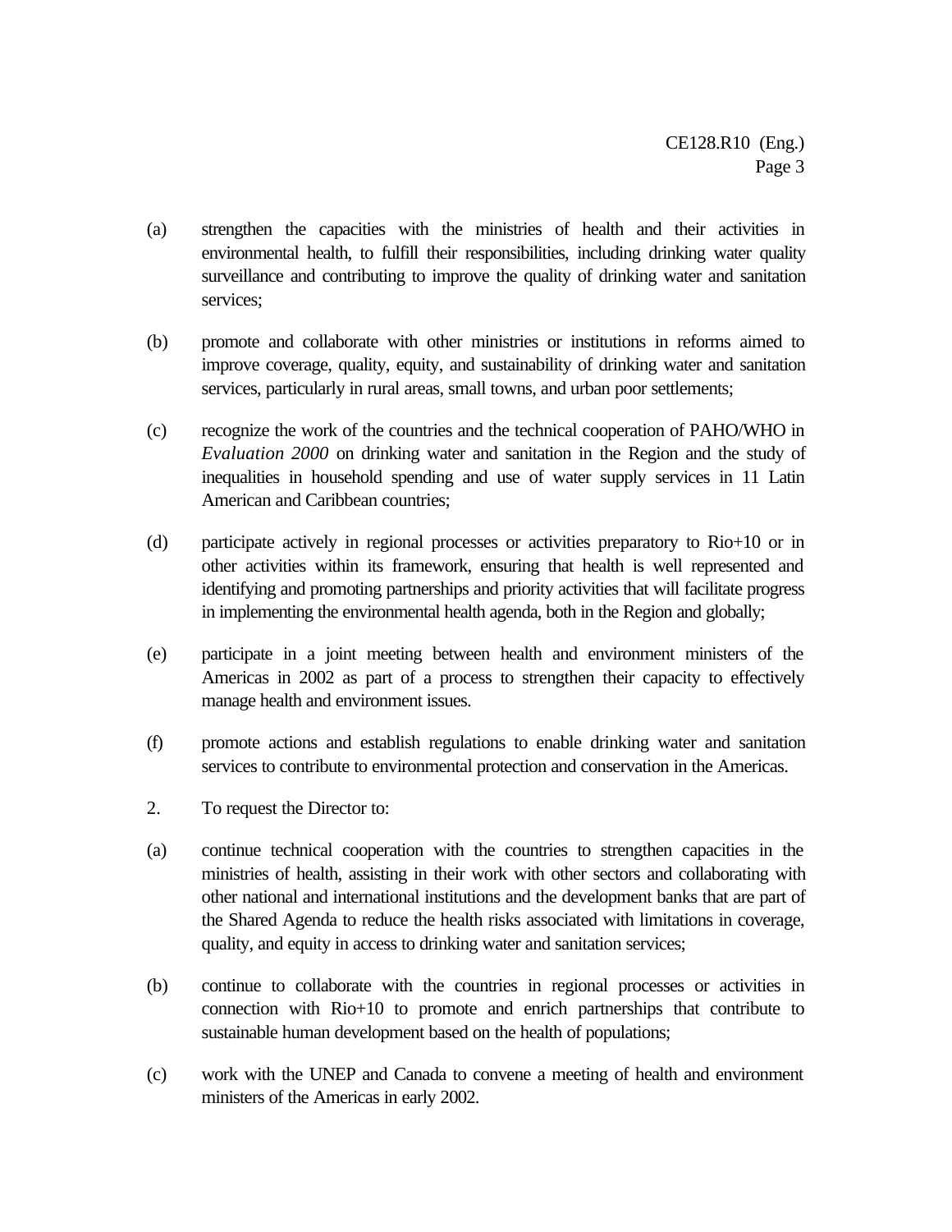(a) strengthen the capacities with the ministries of health and their activities in environmental health, to fulfill their responsibilities, including drinking water quality surveillance and contributing to improve the quality of drinking water and sanitation services;

(b) promote and collaborate with other ministries or institutions in reforms aimed to improve coverage, quality, equity, and sustainability of drinking water and sanitation services, particularly in rural areas, small towns, and urban poor settlements;

(c) recognize the work of the countries and the technical cooperation of PAHO/WHO in *Evaluation 2000* on drinking water and sanitation in the Region and the study of inequalities in household spending and use of water supply services in 11 Latin American and Caribbean countries;

(d) participate actively in regional processes or activities preparatory to Rio+10 or in other activities within its framework, ensuring that health is well represented and identifying and promoting partnerships and priority activities that will facilitate progress in implementing the environmental health agenda, both in the Region and globally;

(e) participate in a joint meeting between health and environment ministers of the Americas in 2002 as part of a process to strengthen their capacity to effectively manage health and environment issues.

(f) promote actions and establish regulations to enable drinking water and sanitation services to contribute to environmental protection and conservation in the Americas.

2. To request the Director to:

(a) continue technical cooperation with the countries to strengthen capacities in the ministries of health, assisting in their work with other sectors and collaborating with other national and international institutions and the development banks that are part of the Shared Agenda to reduce the health risks associated with limitations in coverage, quality, and equity in access to drinking water and sanitation services;

(b) continue to collaborate with the countries in regional processes or activities in connection with Rio+10 to promote and enrich partnerships that contribute to sustainable human development based on the health of populations;

(c) work with the UNEP and Canada to convene a meeting of health and environment ministers of the Americas in early 2002.